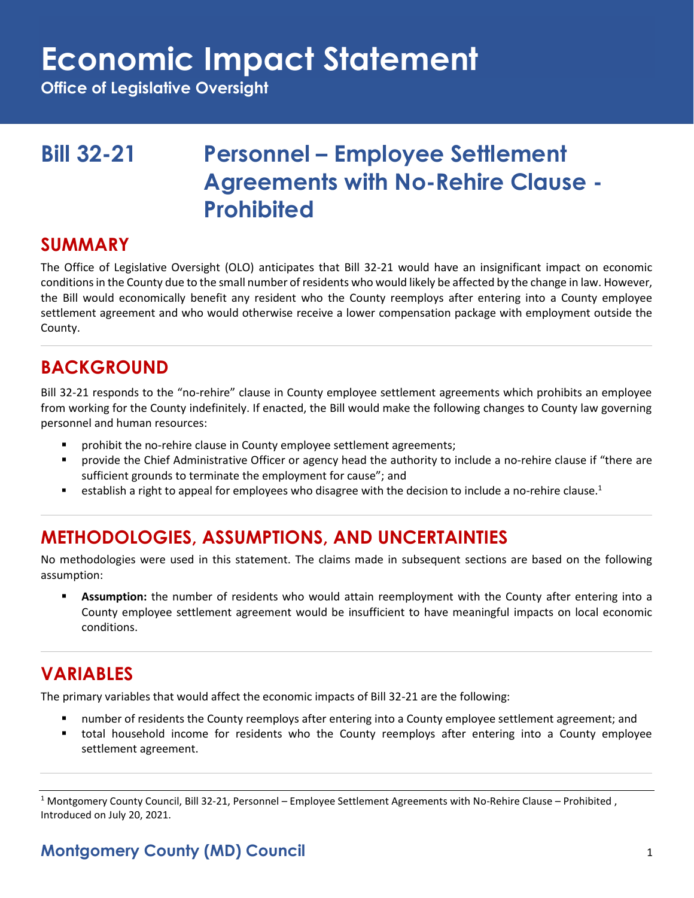# Economic Impact Statement

**Office of Legislative Oversight**

## Bill 32-21 Personnel – Employee Settlement Agreements with No-Rehire Clause - Prohibited

## SUMMARY

The Office of Legislative Oversight (OLO) anticipates that Bill 32-21 would have an insignificant impact on economic conditions in the County due to the small number of residents who would likely be affected by the change in law. However, the Bill would economically benefit any resident who the County reemploys after entering into a County employee settlement agreement and who would otherwise receive a lower compensation package with employment outside the County.

## BACKGROUND

Bill 32-21 responds to the "no-rehire" clause in County employee settlement agreements which prohibits an employee from working for the County indefinitely. If enacted, the Bill would make the following changes to County law governing personnel and human resources:

- prohibit the no-rehire clause in County employee settlement agreements;
- provide the Chief Administrative Officer or agency head the authority to include a no-rehire clause if "there are sufficient grounds to terminate the employment for cause"; and
- establish a right to appeal for employees who disagree with the decision to include a no-rehire clause.[1]

## METHODOLOGIES, ASSUMPTIONS, AND UNCERTAINTIES

No methodologies were used in this statement. The claims made in subsequent sections are based on the following assumption:

- **Assumption:** the number of residents who would attain reemployment with the County after entering into a County employee settlement agreement would be insufficient to have meaningful impacts on local economic conditions.

## VARIABLES

The primary variables that would affect the economic impacts of Bill 32-21 are the following:

- number of residents the County reemploys after entering into a County employee settlement agreement; and
- total household income for residents who the County reemploys after entering into a County employee settlement agreement.

[1] Montgomery County Council, Bill 32-21, Personnel – Employee Settlement Agreements with No-Rehire Clause – Prohibited , Introduced on July 20, 2021.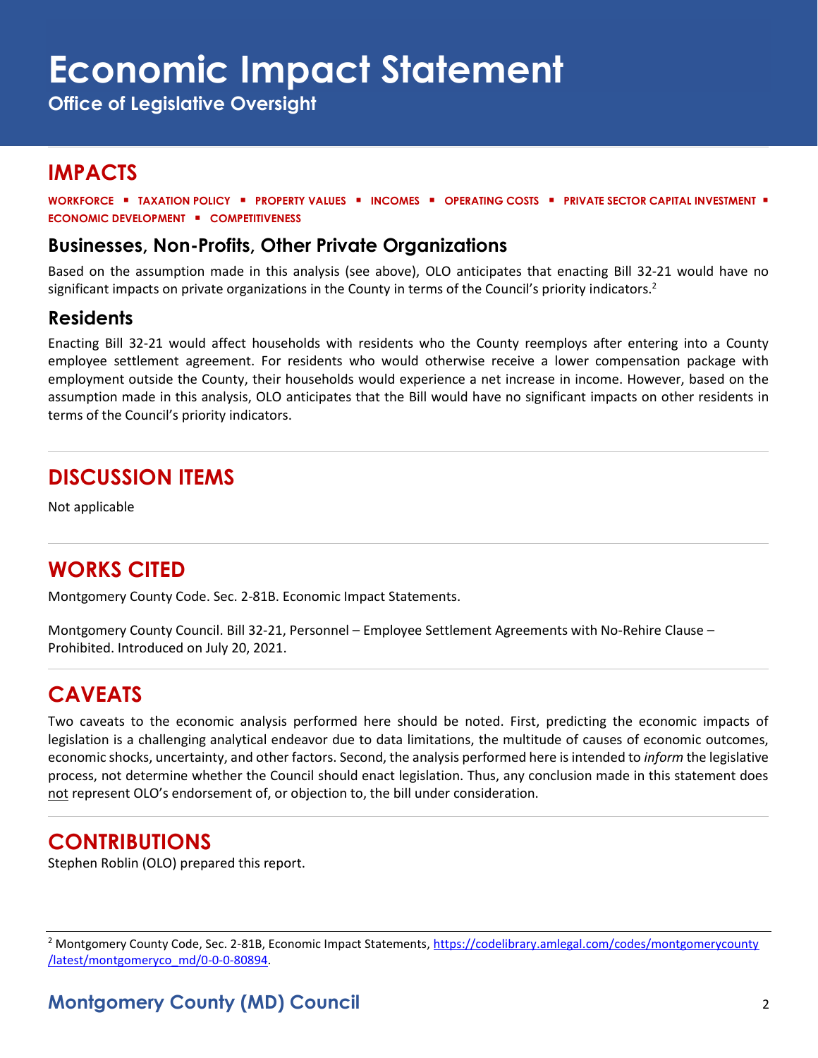# Economic Impact Statement

**Office of Legislative Oversight**

## IMPACTS

**WORKFORCE ▪ TAXATION POLICY ▪ PROPERTY VALUES ▪ INCOMES ▪ OPERATING COSTS ▪ PRIVATE SECTOR CAPITAL INVESTMENT ▪ ECONOMIC DEVELOPMENT ▪ COMPETITIVENESS**

### Businesses, Non-Profits, Other Private Organizations

Based on the assumption made in this analysis (see above), OLO anticipates that enacting Bill 32-21 would have no significant impacts on private organizations in the County in terms of the Council's priority indicators.[2]

### Residents

Enacting Bill 32-21 would affect households with residents who the County reemploys after entering into a County employee settlement agreement. For residents who would otherwise receive a lower compensation package with employment outside the County, their households would experience a net increase in income. However, based on the assumption made in this analysis, OLO anticipates that the Bill would have no significant impacts on other residents in terms of the Council's priority indicators.

## DISCUSSION ITEMS

Not applicable

## WORKS CITED

Montgomery County Code. Sec. 2-81B. Economic Impact Statements.

Montgomery County Council. Bill 32-21, Personnel – Employee Settlement Agreements with No-Rehire Clause – Prohibited. Introduced on July 20, 2021.

## CAVEATS

Two caveats to the economic analysis performed here should be noted. First, predicting the economic impacts of legislation is a challenging analytical endeavor due to data limitations, the multitude of causes of economic outcomes, economic shocks, uncertainty, and other factors. Second, the analysis performed here is intended to *inform* the legislative process, not determine whether the Council should enact legislation. Thus, any conclusion made in this statement does not represent OLO's endorsement of, or objection to, the bill under consideration.

## CONTRIBUTIONS

Stephen Roblin (OLO) prepared this report.

---

[2] Montgomery County Code, Sec. 2-81B, Economic Impact Statements, https://codelibrary.amlegal.com/codes/montgomerycounty/latest/montgomeryco_md/0-0-0-80894.